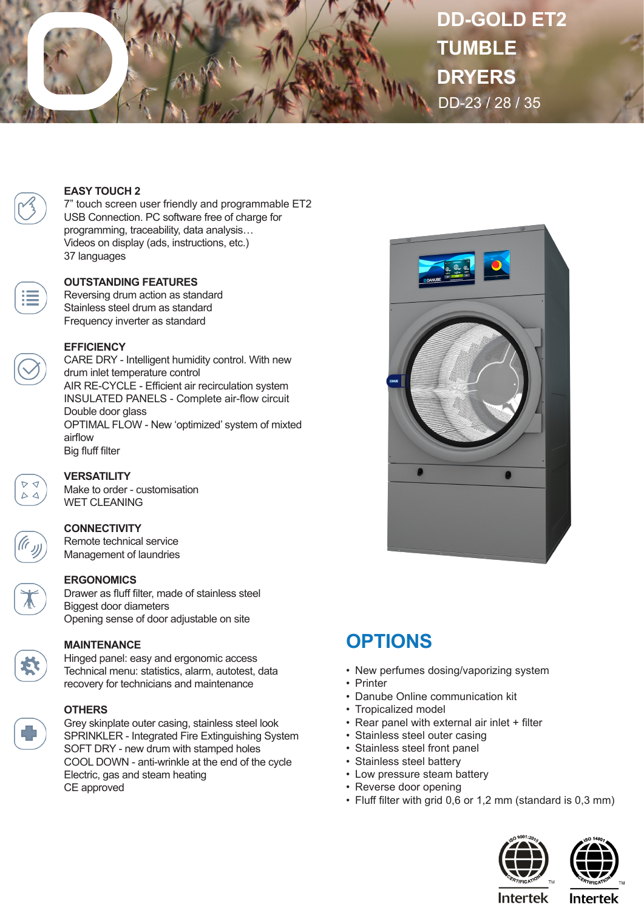# DD-GOLD ET2 TUMBLE DRYERS

DD-23 / 28 / 35

### EASY TOUCH 2

7” touch screen user friendly and programmable ET2
USB Connection. PC software free of charge for programming, traceability, data analysis…
Videos on display (ads, instructions, etc.)
37 languages

### OUTSTANDING FEATURES

Reversing drum action as standard
Stainless steel drum as standard
Frequency inverter as standard

### EFFICIENCY

CARE DRY - Intelligent humidity control. With new drum inlet temperature control
AIR RE-CYCLE - Efficient air recirculation system
INSULATED PANELS - Complete air-flow circuit
Double door glass
OPTIMAL FLOW - New ‘optimized’ system of mixted airflow
Big fluff filter

### VERSATILITY

Make to order - customisation
WET CLEANING

### CONNECTIVITY

Remote technical service
Management of laundries

### ERGONOMICS

Drawer as fluff filter, made of stainless steel
Biggest door diameters
Opening sense of door adjustable on site

### MAINTENANCE

Hinged panel: easy and ergonomic access
Technical menu: statistics, alarm, autotest, data recovery for technicians and maintenance

### OTHERS

Grey skinplate outer casing, stainless steel look
SPRINKLER - Integrated Fire Extinguishing System
SOFT DRY - new drum with stamped holes
COOL DOWN - anti-wrinkle at the end of the cycle
Electric, gas and steam heating
CE approved

## OPTIONS

- New perfumes dosing/vaporizing system
- Printer
- Danube Online communication kit
- Tropicalized model
- Rear panel with external air inlet + filter
- Stainless steel outer casing
- Stainless steel front panel
- Stainless steel battery
- Low pressure steam battery
- Reverse door opening
- Fluff filter with grid 0,6 or 1,2 mm (standard is 0,3 mm)

ISO 9001:2015 CERTIFICATION Intertek
ISO 14001 CERTIFICATION Intertek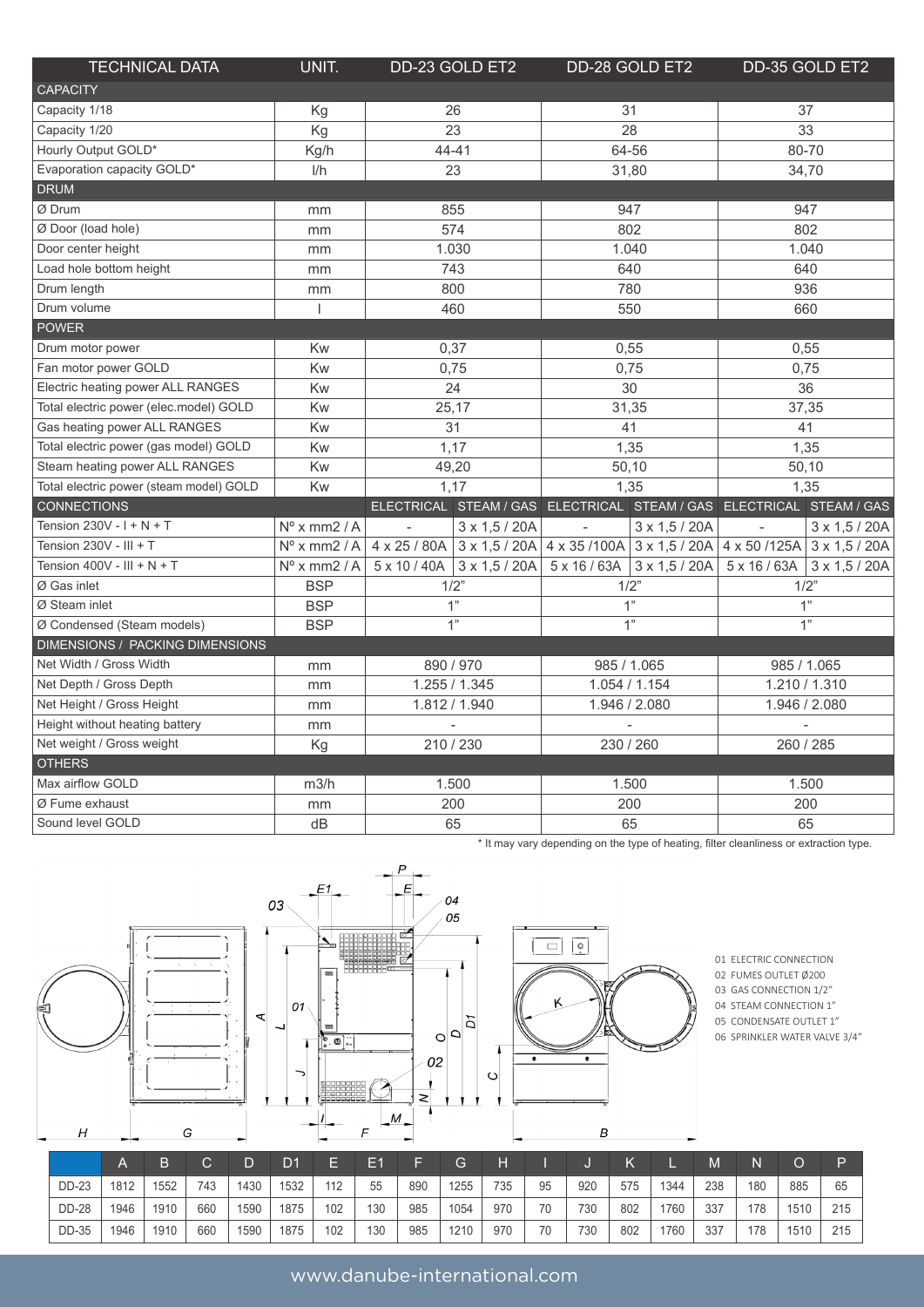| TECHNICAL DATA | UNIT. | DD-23 GOLD ET2 | | DD-28 GOLD ET2 | | DD-35 GOLD ET2 | |
|---|---|---|---|---|---|---|---|
| CAPACITY | | | | | | | |
| Capacity 1/18 | Kg | 26 | | 31 | | 37 | |
| Capacity 1/20 | Kg | 23 | | 28 | | 33 | |
| Hourly Output GOLD* | Kg/h | 44-41 | | 64-56 | | 80-70 | |
| Evaporation capacity GOLD* | l/h | 23 | | 31,80 | | 34,70 | |
| DRUM | | | | | | | |
| Ø Drum | mm | 855 | | 947 | | 947 | |
| Ø Door (load hole) | mm | 574 | | 802 | | 802 | |
| Door center height | mm | 1.030 | | 1.040 | | 1.040 | |
| Load hole bottom height | mm | 743 | | 640 | | 640 | |
| Drum length | mm | 800 | | 780 | | 936 | |
| Drum volume | l | 460 | | 550 | | 660 | |
| POWER | | | | | | | |
| Drum motor power | Kw | 0,37 | | 0,55 | | 0,55 | |
| Fan motor power GOLD | Kw | 0,75 | | 0,75 | | 0,75 | |
| Electric heating power ALL RANGES | Kw | 24 | | 30 | | 36 | |
| Total electric power (elec.model) GOLD | Kw | 25,17 | | 31,35 | | 37,35 | |
| Gas heating power ALL RANGES | Kw | 31 | | 41 | | 41 | |
| Total electric power (gas model) GOLD | Kw | 1,17 | | 1,35 | | 1,35 | |
| Steam heating power ALL RANGES | Kw | 49,20 | | 50,10 | | 50,10 | |
| Total electric power (steam model) GOLD | Kw | 1,17 | | 1,35 | | 1,35 | |
| CONNECTIONS | | ELECTRICAL | STEAM / GAS | ELECTRICAL | STEAM / GAS | ELECTRICAL | STEAM / GAS |
| Tension 230V - I + N + T | Nº x mm2 / A | - | 3 x 1,5 / 20A | - | 3 x 1,5 / 20A | - | 3 x 1,5 / 20A |
| Tension 230V - III + T | Nº x mm2 / A | 4 x 25 / 80A | 3 x 1,5 / 20A | 4 x 35 /100A | 3 x 1,5 / 20A | 4 x 50 /125A | 3 x 1,5 / 20A |
| Tension 400V - III + N + T | Nº x mm2 / A | 5 x 10 / 40A | 3 x 1,5 / 20A | 5 x 16 / 63A | 3 x 1,5 / 20A | 5 x 16 / 63A | 3 x 1,5 / 20A |
| Ø Gas inlet | BSP | 1/2" | | 1/2" | | 1/2" | |
| Ø Steam inlet | BSP | 1" | | 1" | | 1" | |
| Ø Condensed (Steam models) | BSP | 1" | | 1" | | 1" | |
| DIMENSIONS / PACKING DIMENSIONS | | | | | | | |
| Net Width / Gross Width | mm | 890 / 970 | | 985 / 1.065 | | 985 / 1.065 | |
| Net Depth / Gross Depth | mm | 1.255 / 1.345 | | 1.054 / 1.154 | | 1.210 / 1.310 | |
| Net Height / Gross Height | mm | 1.812 / 1.940 | | 1.946 / 2.080 | | 1.946 / 2.080 | |
| Height without heating battery | mm | - | | - | | - | |
| Net weight / Gross weight | Kg | 210 / 230 | | 230 / 260 | | 260 / 285 | |
| OTHERS | | | | | | | |
| Max airflow GOLD | m3/h | 1.500 | | 1.500 | | 1.500 | |
| Ø Fume exhaust | mm | 200 | | 200 | | 200 | |
| Sound level GOLD | dB | 65 | | 65 | | 65 | |

\* It may vary depending on the type of heating, filter cleanliness or extraction type.

01 ELECTRIC CONNECTION
02 FUMES OUTLET Ø200
03 GAS CONNECTION 1/2"
04 STEAM CONNECTION 1"
05 CONDENSATE OUTLET 1"
06 SPRINKLER WATER VALVE 3/4"

| | A | B | C | D | D1 | E | E1 | F | G | H | I | J | K | L | M | N | O | P |
|---|---|---|---|---|---|---|---|---|---|---|---|---|---|---|---|---|---|---|
| DD-23 | 1812 | 1552 | 743 | 1430 | 1532 | 112 | 55 | 890 | 1255 | 735 | 95 | 920 | 575 | 1344 | 238 | 180 | 885 | 65 |
| DD-28 | 1946 | 1910 | 660 | 1590 | 1875 | 102 | 130 | 985 | 1054 | 970 | 70 | 730 | 802 | 1760 | 337 | 178 | 1510 | 215 |
| DD-35 | 1946 | 1910 | 660 | 1590 | 1875 | 102 | 130 | 985 | 1210 | 970 | 70 | 730 | 802 | 1760 | 337 | 178 | 1510 | 215 |

www.danube-international.com